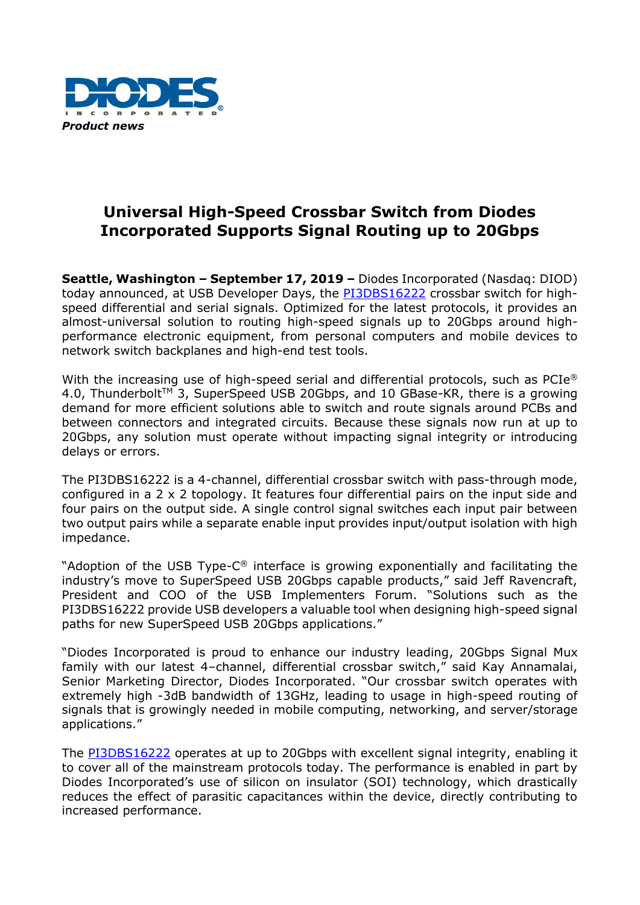DIODES INCORPORATED

*Product news*

# Universal High-Speed Crossbar Switch from Diodes Incorporated Supports Signal Routing up to 20Gbps

**Seattle, Washington – September 17, 2019 –** Diodes Incorporated (Nasdaq: DIOD) today announced, at USB Developer Days, the PI3DBS16222 crossbar switch for high-speed differential and serial signals. Optimized for the latest protocols, it provides an almost-universal solution to routing high-speed signals up to 20Gbps around high-performance electronic equipment, from personal computers and mobile devices to network switch backplanes and high-end test tools.

With the increasing use of high-speed serial and differential protocols, such as PCIe® 4.0, Thunderbolt™ 3, SuperSpeed USB 20Gbps, and 10 GBase-KR, there is a growing demand for more efficient solutions able to switch and route signals around PCBs and between connectors and integrated circuits. Because these signals now run at up to 20Gbps, any solution must operate without impacting signal integrity or introducing delays or errors.

The PI3DBS16222 is a 4-channel, differential crossbar switch with pass-through mode, configured in a 2 x 2 topology. It features four differential pairs on the input side and four pairs on the output side. A single control signal switches each input pair between two output pairs while a separate enable input provides input/output isolation with high impedance.

"Adoption of the USB Type-C® interface is growing exponentially and facilitating the industry's move to SuperSpeed USB 20Gbps capable products," said Jeff Ravencraft, President and COO of the USB Implementers Forum. "Solutions such as the PI3DBS16222 provide USB developers a valuable tool when designing high-speed signal paths for new SuperSpeed USB 20Gbps applications."

"Diodes Incorporated is proud to enhance our industry leading, 20Gbps Signal Mux family with our latest 4–channel, differential crossbar switch," said Kay Annamalai, Senior Marketing Director, Diodes Incorporated. "Our crossbar switch operates with extremely high -3dB bandwidth of 13GHz, leading to usage in high-speed routing of signals that is growingly needed in mobile computing, networking, and server/storage applications."

The PI3DBS16222 operates at up to 20Gbps with excellent signal integrity, enabling it to cover all of the mainstream protocols today. The performance is enabled in part by Diodes Incorporated's use of silicon on insulator (SOI) technology, which drastically reduces the effect of parasitic capacitances within the device, directly contributing to increased performance.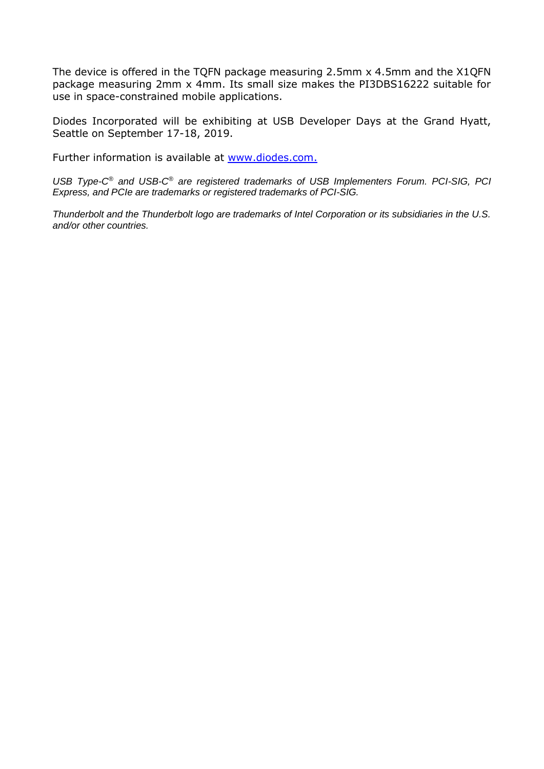The device is offered in the TQFN package measuring 2.5mm x 4.5mm and the X1QFN package measuring 2mm x 4mm. Its small size makes the PI3DBS16222 suitable for use in space-constrained mobile applications.

Diodes Incorporated will be exhibiting at USB Developer Days at the Grand Hyatt, Seattle on September 17-18, 2019.

Further information is available at [www.diodes.com.](http://www.diodes.com)

*USB Type-C® and USB-C® are registered trademarks of USB Implementers Forum. PCI-SIG, PCI Express, and PCIe are trademarks or registered trademarks of PCI-SIG.*

*Thunderbolt and the Thunderbolt logo are trademarks of Intel Corporation or its subsidiaries in the U.S. and/or other countries.*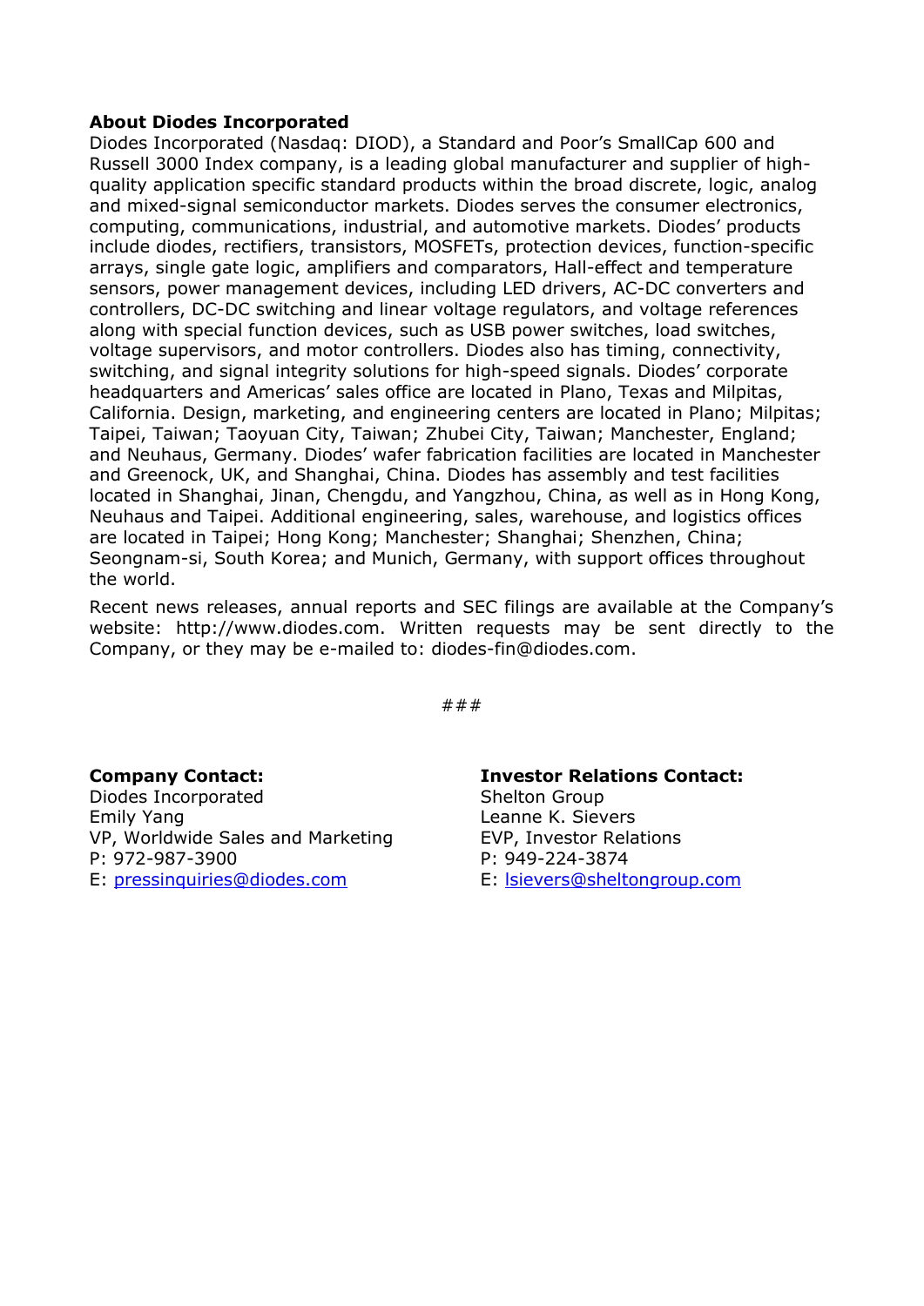**About Diodes Incorporated**
Diodes Incorporated (Nasdaq: DIOD), a Standard and Poor's SmallCap 600 and Russell 3000 Index company, is a leading global manufacturer and supplier of high-quality application specific standard products within the broad discrete, logic, analog and mixed-signal semiconductor markets. Diodes serves the consumer electronics, computing, communications, industrial, and automotive markets. Diodes' products include diodes, rectifiers, transistors, MOSFETs, protection devices, function-specific arrays, single gate logic, amplifiers and comparators, Hall-effect and temperature sensors, power management devices, including LED drivers, AC-DC converters and controllers, DC-DC switching and linear voltage regulators, and voltage references along with special function devices, such as USB power switches, load switches, voltage supervisors, and motor controllers. Diodes also has timing, connectivity, switching, and signal integrity solutions for high-speed signals. Diodes' corporate headquarters and Americas' sales office are located in Plano, Texas and Milpitas, California. Design, marketing, and engineering centers are located in Plano; Milpitas; Taipei, Taiwan; Taoyuan City, Taiwan; Zhubei City, Taiwan; Manchester, England; and Neuhaus, Germany. Diodes' wafer fabrication facilities are located in Manchester and Greenock, UK, and Shanghai, China. Diodes has assembly and test facilities located in Shanghai, Jinan, Chengdu, and Yangzhou, China, as well as in Hong Kong, Neuhaus and Taipei. Additional engineering, sales, warehouse, and logistics offices are located in Taipei; Hong Kong; Manchester; Shanghai; Shenzhen, China; Seongnam-si, South Korea; and Munich, Germany, with support offices throughout the world.

Recent news releases, annual reports and SEC filings are available at the Company's website: http://www.diodes.com. Written requests may be sent directly to the Company, or they may be e-mailed to: diodes-fin@diodes.com.

###

**Company Contact:**
Diodes Incorporated
Emily Yang
VP, Worldwide Sales and Marketing
P: 972-987-3900
E: pressinquiries@diodes.com

**Investor Relations Contact:**
Shelton Group
Leanne K. Sievers
EVP, Investor Relations
P: 949-224-3874
E: lsievers@sheltongroup.com